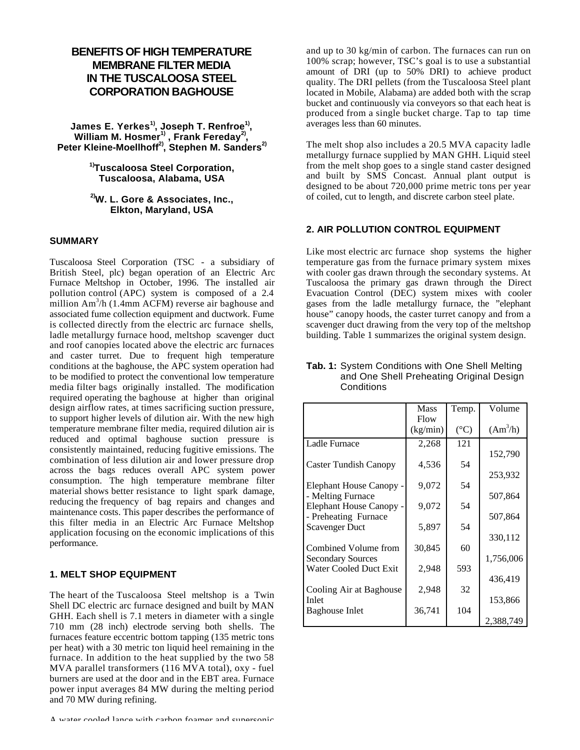# BENEFITS OF HIGH TEMPERATURE MEMBRANE FILTER MEDIA IN THE TUSCALOOSA STEEL CORPORATION BAGHOUSE

**James E. Yerkes[1], Joseph T. Renfroe[1], William M. Hosmer[1], Frank Fereday[2], Peter Kleine-Moellhoff[2], Stephen M. Sanders[2]**

**[1]Tuscaloosa Steel Corporation, Tuscaloosa, Alabama, USA**

**[2]W. L. Gore & Associates, Inc., Elkton, Maryland, USA**

## SUMMARY

Tuscaloosa Steel Corporation (TSC - a subsidiary of British Steel, plc) began operation of an Electric Arc Furnace Meltshop in October, 1996. The installed air pollution control (APC) system is composed of a 2.4 million Am$^3$/h (1.4mm ACFM) reverse air baghouse and associated fume collection equipment and ductwork. Fume is collected directly from the electric arc furnace shells, ladle metallurgy furnace hood, meltshop scavenger duct and roof canopies located above the electric arc furnaces and caster turret. Due to frequent high temperature conditions at the baghouse, the APC system operation had to be modified to protect the conventional low temperature media filter bags originally installed. The modification required operating the baghouse at higher than original design airflow rates, at times sacrificing suction pressure, to support higher levels of dilution air. With the new high temperature membrane filter media, required dilution air is reduced and optimal baghouse suction pressure is consistently maintained, reducing fugitive emissions. The combination of less dilution air and lower pressure drop across the bags reduces overall APC system power consumption. The high temperature membrane filter material shows better resistance to light spark damage, reducing the frequency of bag repairs and changes and maintenance costs. This paper describes the performance of this filter media in an Electric Arc Furnace Meltshop application focusing on the economic implications of this performance.

## 1. MELT SHOP EQUIPMENT

The heart of the Tuscaloosa Steel meltshop is a Twin Shell DC electric arc furnace designed and built by MAN GHH. Each shell is 7.1 meters in diameter with a single 710 mm (28 inch) electrode serving both shells. The furnaces feature eccentric bottom tapping (135 metric tons per heat) with a 30 metric ton liquid heel remaining in the furnace. In addition to the heat supplied by the two 58 MVA parallel transformers (116 MVA total), oxy - fuel burners are used at the door and in the EBT area. Furnace power input averages 84 MW during the melting period and 70 MW during refining.

A water cooled lance with carbon foamer and supersonic and up to 30 kg/min of carbon. The furnaces can run on 100% scrap; however, TSC's goal is to use a substantial amount of DRI (up to 50% DRI) to achieve product quality. The DRI pellets (from the Tuscaloosa Steel plant located in Mobile, Alabama) are added both with the scrap bucket and continuously via conveyors so that each heat is produced from a single bucket charge. Tap to tap time averages less than 60 minutes.

The melt shop also includes a 20.5 MVA capacity ladle metallurgy furnace supplied by MAN GHH. Liquid steel from the melt shop goes to a single stand caster designed and built by SMS Concast. Annual plant output is designed to be about 720,000 prime metric tons per year of coiled, cut to length, and discrete carbon steel plate.

## 2. AIR POLLUTION CONTROL EQUIPMENT

Like most electric arc furnace shop systems the higher temperature gas from the furnace primary system mixes with cooler gas drawn through the secondary systems. At Tuscaloosa the primary gas drawn through the Direct Evacuation Control (DEC) system mixes with cooler gases from the ladle metallurgy furnace, the "elephant house" canopy hoods, the caster turret canopy and from a scavenger duct drawing from the very top of the meltshop building. Table 1 summarizes the original system design.

**Tab. 1:** System Conditions with One Shell Melting and One Shell Preheating Original Design Conditions

| | Mass Flow (kg/min) | Temp. (°C) | Volume (Am$^3$/h) |
|---|---|---|---|
| Ladle Furnace | 2,268 | 121 | 152,790 |
| Caster Tundish Canopy | 4,536 | 54 | 253,932 |
| Elephant House Canopy - - Melting Furnace | 9,072 | 54 | 507,864 |
| Elephant House Canopy - - Preheating Furnace | 9,072 | 54 | 507,864 |
| Scavenger Duct | 5,897 | 54 | 330,112 |
| Combined Volume from Secondary Sources | 30,845 | 60 | 1,756,006 |
| Water Cooled Duct Exit | 2,948 | 593 | 436,419 |
| Cooling Air at Baghouse Inlet | 2,948 | 32 | 153,866 |
| Baghouse Inlet | 36,741 | 104 | 2,388,749 |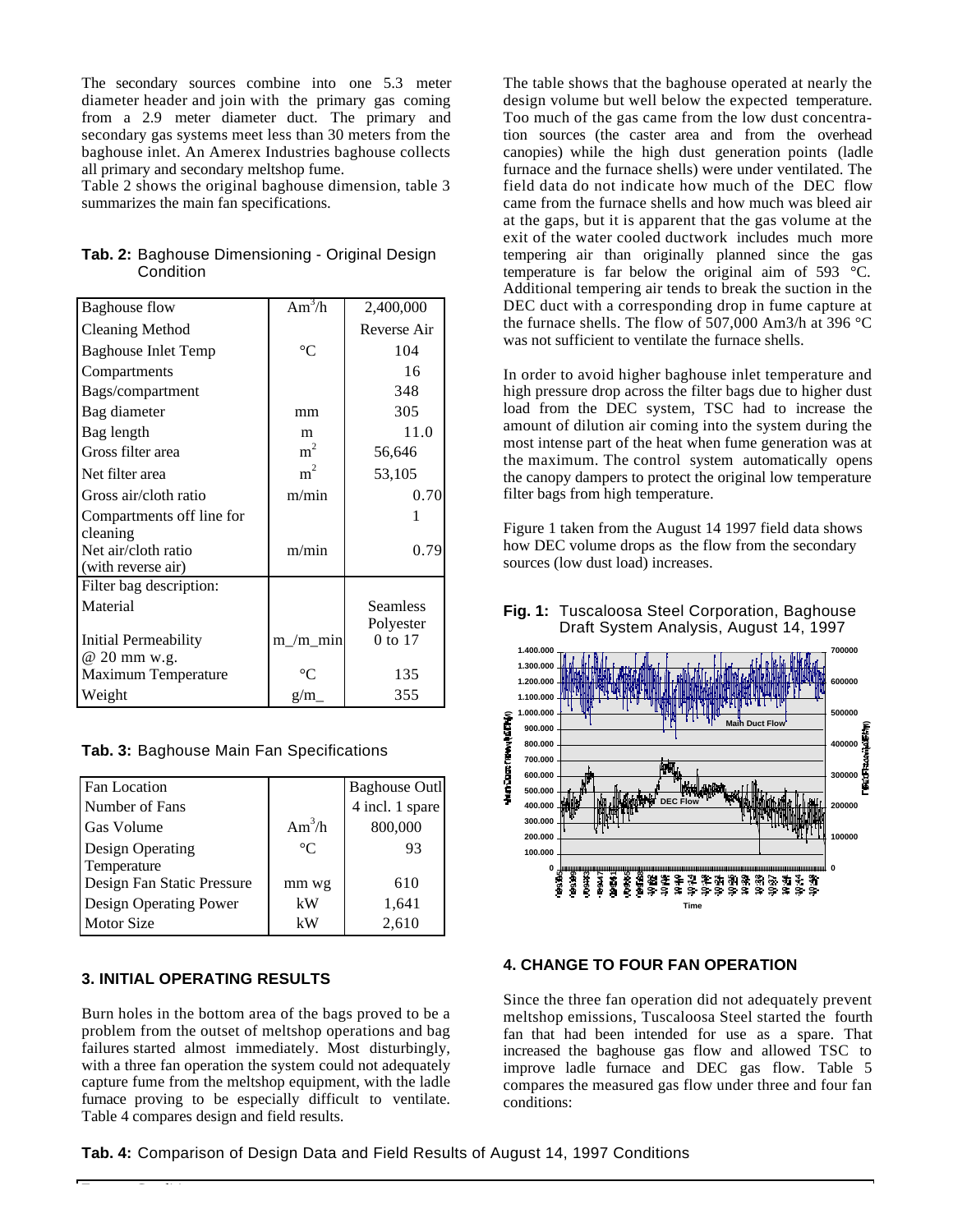The secondary sources combine into one 5.3 meter diameter header and join with the primary gas coming from a 2.9 meter diameter duct. The primary and secondary gas systems meet less than 30 meters from the baghouse inlet. An Amerex Industries baghouse collects all primary and secondary meltshop fume.

Table 2 shows the original baghouse dimension, table 3 summarizes the main fan specifications.

**Tab. 2:** Baghouse Dimensioning - Original Design Condition

| | | |
|---|---|---|
| Baghouse flow | $Am^3/h$ | 2,400,000 |
| Cleaning Method | | Reverse Air |
| Baghouse Inlet Temp | °C | 104 |
| Compartments | | 16 |
| Bags/compartment | | 348 |
| Bag diameter | mm | 305 |
| Bag length | m | 11.0 |
| Gross filter area | $m^2$ | 56,646 |
| Net filter area | $m^2$ | 53,105 |
| Gross air/cloth ratio | m/min | 0.70 |
| Compartments off line for cleaning | | 1 |
| Net air/cloth ratio (with reverse air) | m/min | 0.79 |
| Filter bag description: | | |
| Material | | Seamless Polyester |
| Initial Permeability @ 20 mm w.g. | m_/m_min | 0 to 17 |
| Maximum Temperature | °C | 135 |
| Weight | g/m_ | 355 |

**Tab. 3:** Baghouse Main Fan Specifications

| | | |
|---|---|---|
| Fan Location | | Baghouse Outl |
| Number of Fans | | 4 incl. 1 spare |
| Gas Volume | $Am^3/h$ | 800,000 |
| Design Operating Temperature | °C | 93 |
| Design Fan Static Pressure | mm wg | 610 |
| Design Operating Power | kW | 1,641 |
| Motor Size | kW | 2,610 |

## 3. INITIAL OPERATING RESULTS

Burn holes in the bottom area of the bags proved to be a problem from the outset of meltshop operations and bag failures started almost immediately. Most disturbingly, with a three fan operation the system could not adequately capture fume from the meltshop equipment, with the ladle furnace proving to be especially difficult to ventilate. Table 4 compares design and field results.

The table shows that the baghouse operated at nearly the design volume but well below the expected temperature. Too much of the gas came from the low dust concentration sources (the caster area and from the overhead canopies) while the high dust generation points (ladle furnace and the furnace shells) were under ventilated. The field data do not indicate how much of the DEC flow came from the furnace shells and how much was bleed air at the gaps, but it is apparent that the gas volume at the exit of the water cooled ductwork includes much more tempering air than originally planned since the gas temperature is far below the original aim of 593 °C. Additional tempering air tends to break the suction in the DEC duct with a corresponding drop in fume capture at the furnace shells. The flow of 507,000 Am3/h at 396 °C was not sufficient to ventilate the furnace shells.

In order to avoid higher baghouse inlet temperature and high pressure drop across the filter bags due to higher dust load from the DEC system, TSC had to increase the amount of dilution air coming into the system during the most intense part of the heat when fume generation was at the maximum. The control system automatically opens the canopy dampers to protect the original low temperature filter bags from high temperature.

Figure 1 taken from the August 14 1997 field data shows how DEC volume drops as the flow from the secondary sources (low dust load) increases.

**Fig. 1:** Tuscaloosa Steel Corporation, Baghouse Draft System Analysis, August 14, 1997

## 4. CHANGE TO FOUR FAN OPERATION

Since the three fan operation did not adequately prevent meltshop emissions, Tuscaloosa Steel started the fourth fan that had been intended for use as a spare. That increased the baghouse gas flow and allowed TSC to improve ladle furnace and DEC gas flow. Table 5 compares the measured gas flow under three and four fan conditions:

**Tab. 4:** Comparison of Design Data and Field Results of August 14, 1997 Conditions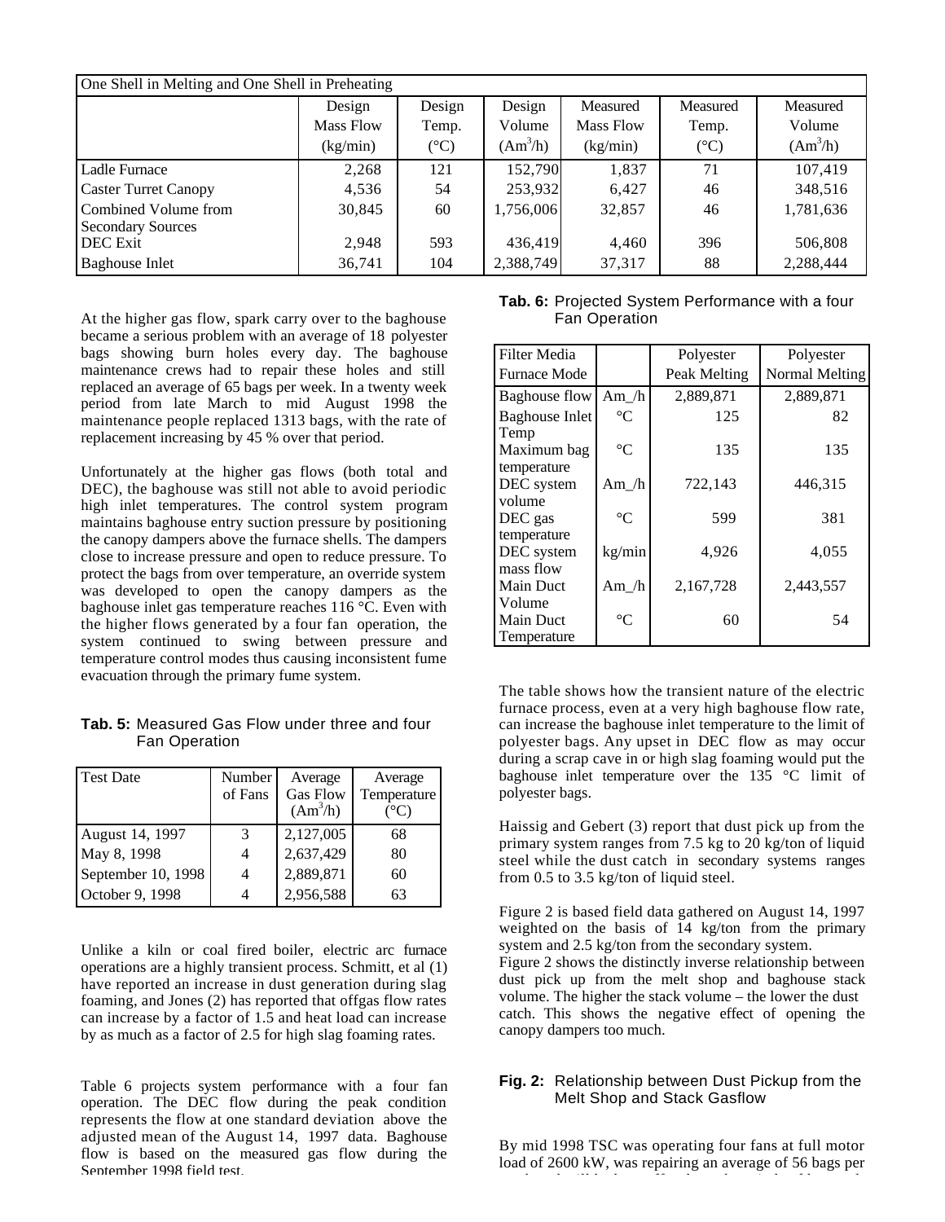| One Shell in Melting and One Shell in Preheating | | | | | | |
|---|---|---|---|---|---|---|
| | Design Mass Flow (kg/min) | Design Temp. (°C) | Design Volume (Am$^3$/h) | Measured Mass Flow (kg/min) | Measured Temp. (°C) | Measured Volume (Am$^3$/h) |
| Ladle Furnace | 2,268 | 121 | 152,790 | 1,837 | 71 | 107,419 |
| Caster Turret Canopy | 4,536 | 54 | 253,932 | 6,427 | 46 | 348,516 |
| Combined Volume from Secondary Sources | 30,845 | 60 | 1,756,006 | 32,857 | 46 | 1,781,636 |
| DEC Exit | 2,948 | 593 | 436,419 | 4,460 | 396 | 506,808 |
| Baghouse Inlet | 36,741 | 104 | 2,388,749 | 37,317 | 88 | 2,288,444 |

At the higher gas flow, spark carry over to the baghouse became a serious problem with an average of 18 polyester bags showing burn holes every day. The baghouse maintenance crews had to repair these holes and still replaced an average of 65 bags per week. In a twenty week period from late March to mid August 1998 the maintenance people replaced 1313 bags, with the rate of replacement increasing by 45 % over that period.

Unfortunately at the higher gas flows (both total and DEC), the baghouse was still not able to avoid periodic high inlet temperatures. The control system program maintains baghouse entry suction pressure by positioning the canopy dampers above the furnace shells. The dampers close to increase pressure and open to reduce pressure. To protect the bags from over temperature, an override system was developed to open the canopy dampers as the baghouse inlet gas temperature reaches 116 °C. Even with the higher flows generated by a four fan operation, the system continued to swing between pressure and temperature control modes thus causing inconsistent fume evacuation through the primary fume system.

**Tab. 5:** Measured Gas Flow under three and four Fan Operation

| Test Date | Number of Fans | Average Gas Flow (Am$^3$/h) | Average Temperature (°C) |
|---|---|---|---|
| August 14, 1997 | 3 | 2,127,005 | 68 |
| May 8, 1998 | 4 | 2,637,429 | 80 |
| September 10, 1998 | 4 | 2,889,871 | 60 |
| October 9, 1998 | 4 | 2,956,588 | 63 |

Unlike a kiln or coal fired boiler, electric arc furnace operations are a highly transient process. Schmitt, et al (1) have reported an increase in dust generation during slag foaming, and Jones (2) has reported that offgas flow rates can increase by a factor of 1.5 and heat load can increase by as much as a factor of 2.5 for high slag foaming rates.

Table 6 projects system performance with a four fan operation. The DEC flow during the peak condition represents the flow at one standard deviation above the adjusted mean of the August 14, 1997 data. Baghouse flow is based on the measured gas flow during the September 1998 field test.

**Tab. 6:** Projected System Performance with a four Fan Operation

| Filter Media / Furnace Mode | | Polyester Peak Melting | Polyester Normal Melting |
|---|---|---|---|
| Baghouse flow | Am_/h | 2,889,871 | 2,889,871 |
| Baghouse Inlet Temp | °C | 125 | 82 |
| Maximum bag temperature | °C | 135 | 135 |
| DEC system volume | Am_/h | 722,143 | 446,315 |
| DEC gas temperature | °C | 599 | 381 |
| DEC system mass flow | kg/min | 4,926 | 4,055 |
| Main Duct Volume | Am_/h | 2,167,728 | 2,443,557 |
| Main Duct Temperature | °C | 60 | 54 |

The table shows how the transient nature of the electric furnace process, even at a very high baghouse flow rate, can increase the baghouse inlet temperature to the limit of polyester bags. Any upset in DEC flow as may occur during a scrap cave in or high slag foaming would put the baghouse inlet temperature over the 135 °C limit of polyester bags.

Haissig and Gebert (3) report that dust pick up from the primary system ranges from 7.5 kg to 20 kg/ton of liquid steel while the dust catch in secondary systems ranges from 0.5 to 3.5 kg/ton of liquid steel.

Figure 2 is based field data gathered on August 14, 1997 weighted on the basis of 14 kg/ton from the primary system and 2.5 kg/ton from the secondary system.
Figure 2 shows the distinctly inverse relationship between dust pick up from the melt shop and baghouse stack volume. The higher the stack volume – the lower the dust catch. This shows the negative effect of opening the canopy dampers too much.

**Fig. 2:** Relationship between Dust Pickup from the Melt Shop and Stack Gasflow

By mid 1998 TSC was operating four fans at full motor load of 2600 kW, was repairing an average of 56 bags per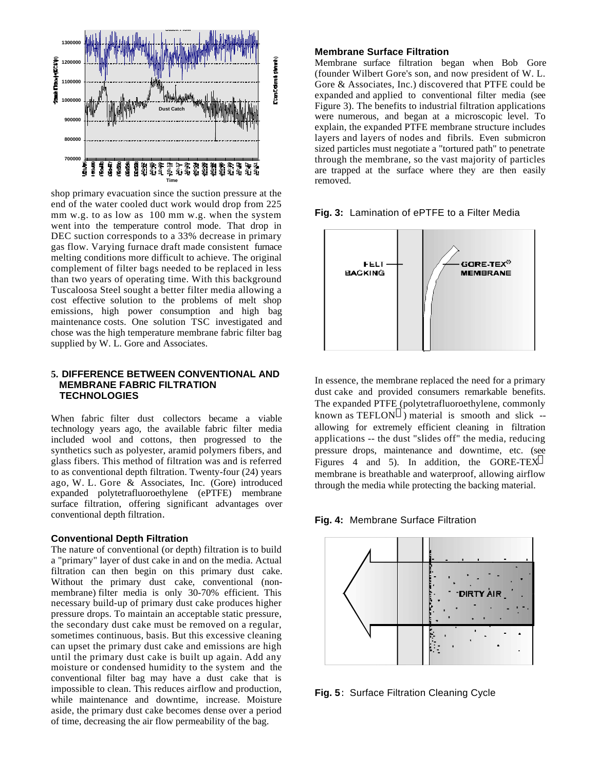shop primary evacuation since the suction pressure at the end of the water cooled duct work would drop from 225 mm w.g. to as low as 100 mm w.g. when the system went into the temperature control mode. That drop in DEC suction corresponds to a 33% decrease in primary gas flow. Varying furnace draft made consistent furnace melting conditions more difficult to achieve. The original complement of filter bags needed to be replaced in less than two years of operating time. With this background Tuscaloosa Steel sought a better filter media allowing a cost effective solution to the problems of melt shop emissions, high power consumption and high bag maintenance costs. One solution TSC investigated and chose was the high temperature membrane fabric filter bag supplied by W. L. Gore and Associates.

## 5. DIFFERENCE BETWEEN CONVENTIONAL AND MEMBRANE FABRIC FILTRATION TECHNOLOGIES

When fabric filter dust collectors became a viable technology years ago, the available fabric filter media included wool and cottons, then progressed to the synthetics such as polyester, aramid polymers fibers, and glass fibers. This method of filtration was and is referred to as conventional depth filtration. Twenty-four (24) years ago, W. L. Gore & Associates, Inc. (Gore) introduced expanded polytetrafluoroethylene (ePTFE) membrane surface filtration, offering significant advantages over conventional depth filtration.

### Conventional Depth Filtration

The nature of conventional (or depth) filtration is to build a "primary" layer of dust cake in and on the media. Actual filtration can then begin on this primary dust cake. Without the primary dust cake, conventional (non-membrane) filter media is only 30-70% efficient. This necessary build-up of primary dust cake produces higher pressure drops. To maintain an acceptable static pressure, the secondary dust cake must be removed on a regular, sometimes continuous, basis. But this excessive cleaning can upset the primary dust cake and emissions are high until the primary dust cake is built up again. Add any moisture or condensed humidity to the system and the conventional filter bag may have a dust cake that is impossible to clean. This reduces airflow and production, while maintenance and downtime, increase. Moisture aside, the primary dust cake becomes dense over a period of time, decreasing the air flow permeability of the bag.

### Membrane Surface Filtration

Membrane surface filtration began when Bob Gore (founder Wilbert Gore's son, and now president of W. L. Gore & Associates, Inc.) discovered that PTFE could be expanded and applied to conventional filter media (see Figure 3). The benefits to industrial filtration applications were numerous, and began at a microscopic level. To explain, the expanded PTFE membrane structure includes layers and layers of nodes and fibrils. Even submicron sized particles must negotiate a "tortured path" to penetrate through the membrane, so the vast majority of particles are trapped at the surface where they are then easily removed.

**Fig. 3:** Lamination of ePTFE to a Filter Media

In essence, the membrane replaced the need for a primary dust cake and provided consumers remarkable benefits. The expanded PTFE (polytetrafluoroethylene, commonly known as TEFLON®) material is smooth and slick -- allowing for extremely efficient cleaning in filtration applications -- the dust "slides off" the media, reducing pressure drops, maintenance and downtime, etc. (see Figures 4 and 5). In addition, the GORE-TEX® membrane is breathable and waterproof, allowing airflow through the media while protecting the backing material.

**Fig. 4:** Membrane Surface Filtration

**Fig. 5:** Surface Filtration Cleaning Cycle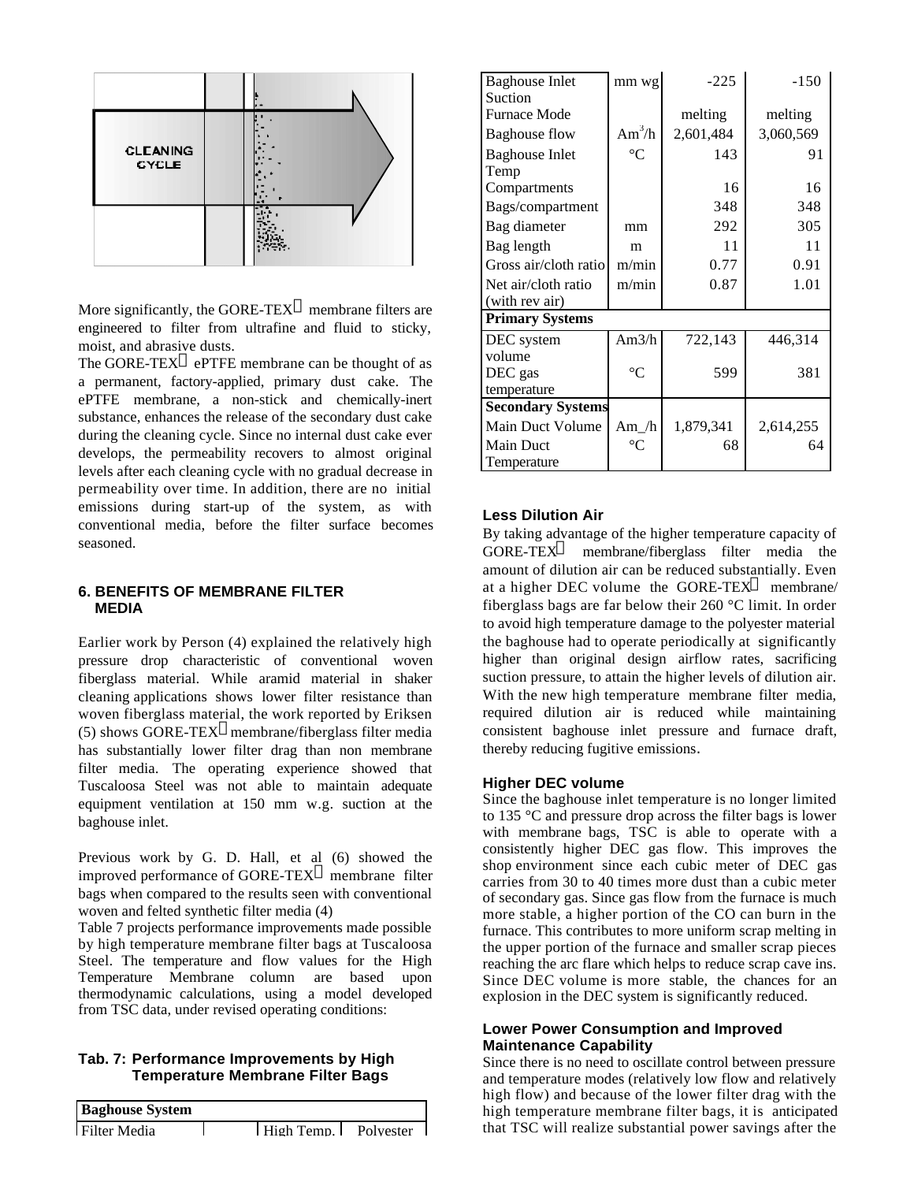More significantly, the GORE-TEX membrane filters are engineered to filter from ultrafine and fluid to sticky, moist, and abrasive dusts.

The GORE-TEX ePTFE membrane can be thought of as a permanent, factory-applied, primary dust cake. The ePTFE membrane, a non-stick and chemically-inert substance, enhances the release of the secondary dust cake during the cleaning cycle. Since no internal dust cake ever develops, the permeability recovers to almost original levels after each cleaning cycle with no gradual decrease in permeability over time. In addition, there are no initial emissions during start-up of the system, as with conventional media, before the filter surface becomes seasoned.

## 6. BENEFITS OF MEMBRANE FILTER MEDIA

Earlier work by Person (4) explained the relatively high pressure drop characteristic of conventional woven fiberglass material. While aramid material in shaker cleaning applications shows lower filter resistance than woven fiberglass material, the work reported by Eriksen (5) shows GORE-TEX membrane/fiberglass filter media has substantially lower filter drag than non membrane filter media. The operating experience showed that Tuscaloosa Steel was not able to maintain adequate equipment ventilation at 150 mm w.g. suction at the baghouse inlet.

Previous work by G. D. Hall, et al (6) showed the improved performance of GORE-TEX membrane filter bags when compared to the results seen with conventional woven and felted synthetic filter media (4)

Table 7 projects performance improvements made possible by high temperature membrane filter bags at Tuscaloosa Steel. The temperature and flow values for the High Temperature Membrane column are based upon thermodynamic calculations, using a model developed from TSC data, under revised operating conditions:

**Tab. 7: Performance Improvements by High Temperature Membrane Filter Bags**

| **Baghouse System** | | | |
|---|---|---|---|
| Filter Media | | High Temp. | Polyester |
| Baghouse Inlet Suction | mm wg | -225 | -150 |
| Furnace Mode | | melting | melting |
| Baghouse flow | $Am^3/h$ | 2,601,484 | 3,060,569 |
| Baghouse Inlet Temp | °C | 143 | 91 |
| Compartments | | 16 | 16 |
| Bags/compartment | | 348 | 348 |
| Bag diameter | mm | 292 | 305 |
| Bag length | m | 11 | 11 |
| Gross air/cloth ratio | m/min | 0.77 | 0.91 |
| Net air/cloth ratio (with rev air) | m/min | 0.87 | 1.01 |
| **Primary Systems** | | | |
| DEC system volume | Am3/h | 722,143 | 446,314 |
| DEC gas temperature | °C | 599 | 381 |
| **Secondary Systems** | | | |
| Main Duct Volume | Am_/h | 1,879,341 | 2,614,255 |
| Main Duct Temperature | °C | 68 | 64 |

### Less Dilution Air

By taking advantage of the higher temperature capacity of GORE-TEX membrane/fiberglass filter media the amount of dilution air can be reduced substantially. Even at a higher DEC volume the GORE-TEX membrane/ fiberglass bags are far below their 260 °C limit. In order to avoid high temperature damage to the polyester material the baghouse had to operate periodically at significantly higher than original design airflow rates, sacrificing suction pressure, to attain the higher levels of dilution air. With the new high temperature membrane filter media, required dilution air is reduced while maintaining consistent baghouse inlet pressure and furnace draft, thereby reducing fugitive emissions.

### Higher DEC volume

Since the baghouse inlet temperature is no longer limited to 135 °C and pressure drop across the filter bags is lower with membrane bags, TSC is able to operate with a consistently higher DEC gas flow. This improves the shop environment since each cubic meter of DEC gas carries from 30 to 40 times more dust than a cubic meter of secondary gas. Since gas flow from the furnace is much more stable, a higher portion of the CO can burn in the furnace. This contributes to more uniform scrap melting in the upper portion of the furnace and smaller scrap pieces reaching the arc flare which helps to reduce scrap cave ins. Since DEC volume is more stable, the chances for an explosion in the DEC system is significantly reduced.

### Lower Power Consumption and Improved Maintenance Capability

Since there is no need to oscillate control between pressure and temperature modes (relatively low flow and relatively high flow) and because of the lower filter drag with the high temperature membrane filter bags, it is anticipated that TSC will realize substantial power savings after the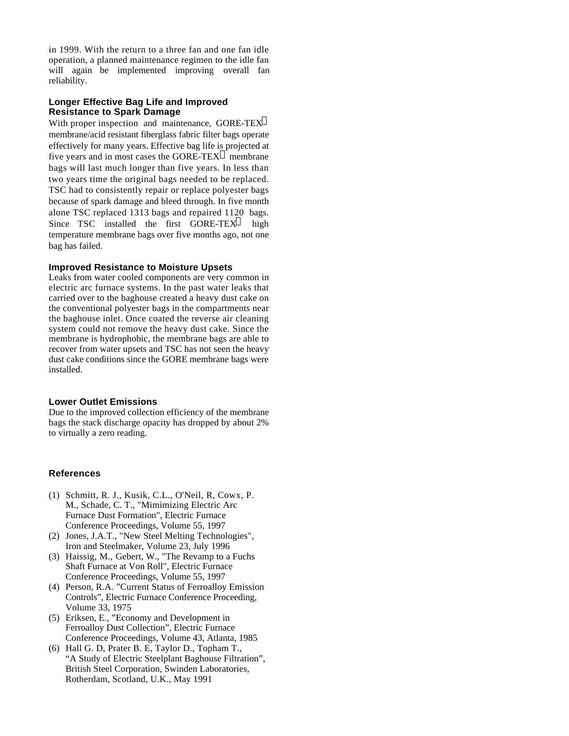in 1999. With the return to a three fan and one fan idle operation, a planned maintenance regimen to the idle fan will again be implemented improving overall fan reliability.

### Longer Effective Bag Life and Improved Resistance to Spark Damage

With proper inspection and maintenance, GORE-TEX membrane/acid resistant fiberglass fabric filter bags operate effectively for many years. Effective bag life is projected at five years and in most cases the GORE-TEX membrane bags will last much longer than five years. In less than two years time the original bags needed to be replaced. TSC had to consistently repair or replace polyester bags because of spark damage and bleed through. In five month alone TSC replaced 1313 bags and repaired 1120 bags. Since TSC installed the first GORE-TEX high temperature membrane bags over five months ago, not one bag has failed.

### Improved Resistance to Moisture Upsets

Leaks from water cooled components are very common in electric arc furnace systems. In the past water leaks that carried over to the baghouse created a heavy dust cake on the conventional polyester bags in the compartments near the baghouse inlet. Once coated the reverse air cleaning system could not remove the heavy dust cake. Since the membrane is hydrophobic, the membrane bags are able to recover from water upsets and TSC has not seen the heavy dust cake conditions since the GORE membrane bags were installed.

### Lower Outlet Emissions

Due to the improved collection efficiency of the membrane bags the stack discharge opacity has dropped by about 2% to virtually a zero reading.

### References

(1) Schmitt, R. J., Kusik, C.L., O'Neil, R, Cowx, P. M., Schade, C. T., "Mimimizing Electric Arc Furnace Dust Formation", Electric Furnace Conference Proceedings, Volume 55, 1997

(2) Jones, J.A.T., "New Steel Melting Technologies", Iron and Steelmaker, Volume 23, July 1996

(3) Haissig, M., Gebert, W., "The Revamp to a Fuchs Shaft Furnace at Von Roll", Electric Furnace Conference Proceedings, Volume 55, 1997

(4) Person, R.A. "Current Status of Ferroalloy Emission Controls", Electric Furnace Conference Proceeding, Volume 33, 1975

(5) Eriksen, E., "Economy and Development in Ferroalloy Dust Collection", Electric Furnace Conference Proceedings, Volume 43, Atlanta, 1985

(6) Hall G. D, Prater B. E, Taylor D., Topham T., "A Study of Electric Steelplant Baghouse Filtration", British Steel Corporation, Swinden Laboratories, Rotherdam, Scotland, U.K., May 1991